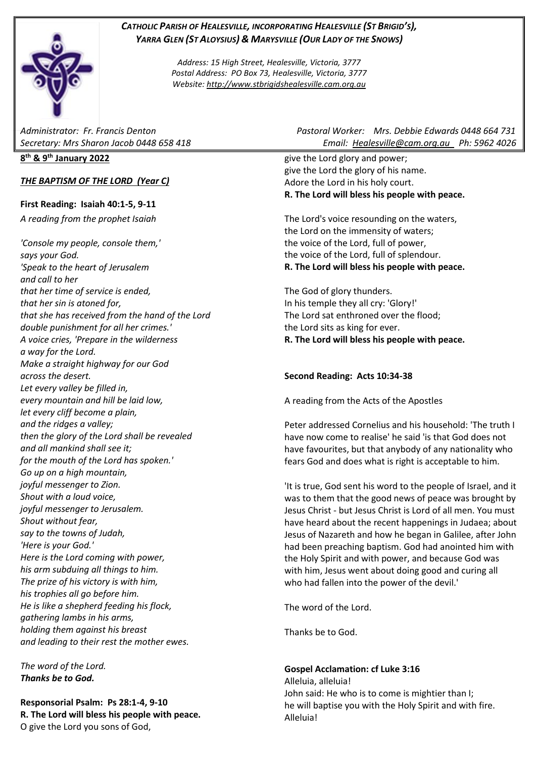***CATHOLIC PARISH OF HEALESVILLE, INCORPORATING HEALESVILLE (ST BRIGID'S), YARRA GLEN (ST ALOYSIUS) & MARYSVILLE (OUR LADY OF THE SNOWS)***

*Address: 15 High Street, Healesville, Victoria, 3777*
*Postal Address: PO Box 73, Healesville, Victoria, 3777*
*Website: http://www.stbrigidshealesville.cam.org.au*

*Administrator: Fr. Francis Denton*
*Secretary: Mrs Sharon Jacob 0448 658 418*

*Pastoral Worker: Mrs. Debbie Edwards 0448 664 731*
*Email: Healesville@cam.org.au Ph: 5962 4026*

**8th & 9th January 2022**

***THE BAPTISM OF THE LORD (Year C)***

**First Reading: Isaiah 40:1-5, 9-11**

*A reading from the prophet Isaiah*

*'Console my people, console them,'*
*says your God.*
*'Speak to the heart of Jerusalem*
*and call to her*
*that her time of service is ended,*
*that her sin is atoned for,*
*that she has received from the hand of the Lord*
*double punishment for all her crimes.'*
*A voice cries, 'Prepare in the wilderness*
*a way for the Lord.*
*Make a straight highway for our God*
*across the desert.*
*Let every valley be filled in,*
*every mountain and hill be laid low,*
*let every cliff become a plain,*
*and the ridges a valley;*
*then the glory of the Lord shall be revealed*
*and all mankind shall see it;*
*for the mouth of the Lord has spoken.'*
*Go up on a high mountain,*
*joyful messenger to Zion.*
*Shout with a loud voice,*
*joyful messenger to Jerusalem.*
*Shout without fear,*
*say to the towns of Judah,*
*'Here is your God.'*
*Here is the Lord coming with power,*
*his arm subduing all things to him.*
*The prize of his victory is with him,*
*his trophies all go before him.*
*He is like a shepherd feeding his flock,*
*gathering lambs in his arms,*
*holding them against his breast*
*and leading to their rest the mother ewes.*

*The word of the Lord.*
***Thanks be to God.***

**Responsorial Psalm: Ps 28:1-4, 9-10**
**R. The Lord will bless his people with peace.**
O give the Lord you sons of God,
give the Lord glory and power;
give the Lord the glory of his name.
Adore the Lord in his holy court.
**R. The Lord will bless his people with peace.**

The Lord's voice resounding on the waters,
the Lord on the immensity of waters;
the voice of the Lord, full of power,
the voice of the Lord, full of splendour.
**R. The Lord will bless his people with peace.**

The God of glory thunders.
In his temple they all cry: 'Glory!'
The Lord sat enthroned over the flood;
the Lord sits as king for ever.
**R. The Lord will bless his people with peace.**

**Second Reading: Acts 10:34-38**

A reading from the Acts of the Apostles

Peter addressed Cornelius and his household: 'The truth I have now come to realise' he said 'is that God does not have favourites, but that anybody of any nationality who fears God and does what is right is acceptable to him.

'It is true, God sent his word to the people of Israel, and it was to them that the good news of peace was brought by Jesus Christ - but Jesus Christ is Lord of all men. You must have heard about the recent happenings in Judaea; about Jesus of Nazareth and how he began in Galilee, after John had been preaching baptism. God had anointed him with the Holy Spirit and with power, and because God was with him, Jesus went about doing good and curing all who had fallen into the power of the devil.'

The word of the Lord.

Thanks be to God.

**Gospel Acclamation: cf Luke 3:16**
Alleluia, alleluia!
John said: He who is to come is mightier than I;
he will baptise you with the Holy Spirit and with fire.
Alleluia!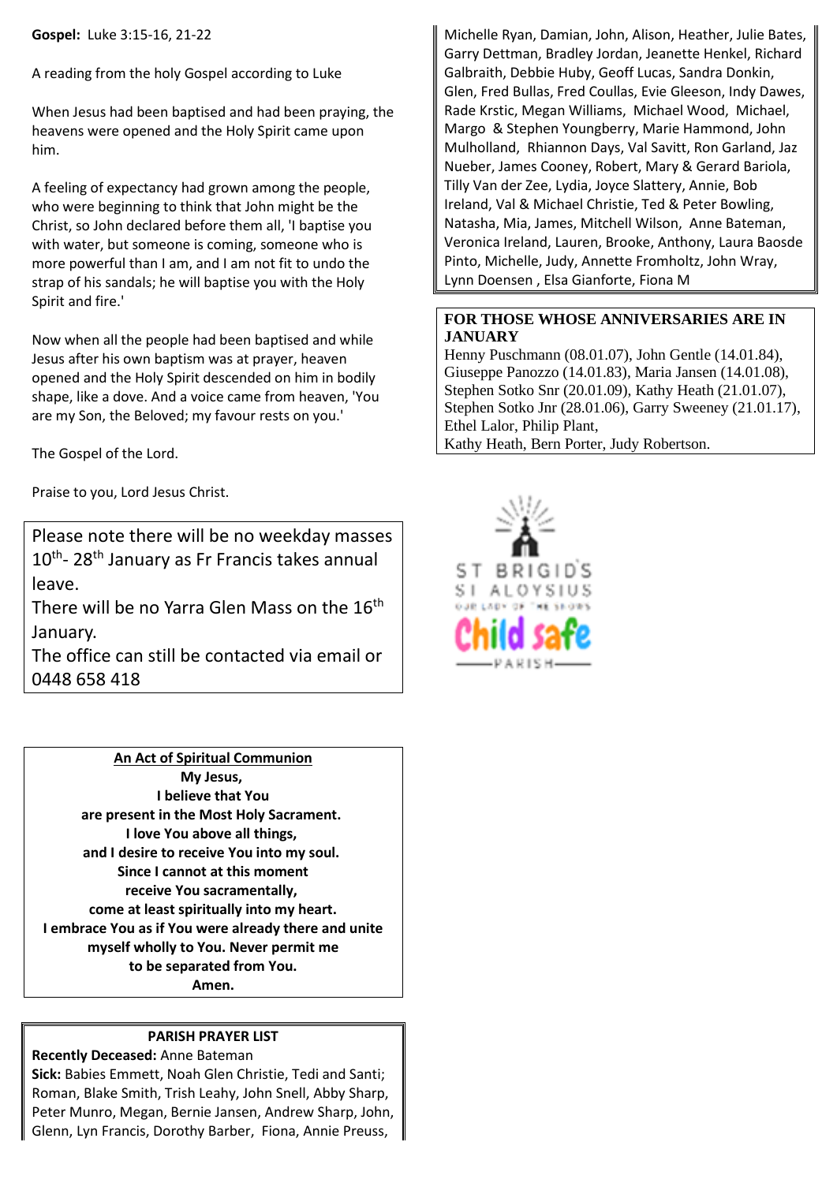**Gospel:** Luke 3:15-16, 21-22

A reading from the holy Gospel according to Luke

When Jesus had been baptised and had been praying, the heavens were opened and the Holy Spirit came upon him.

A feeling of expectancy had grown among the people, who were beginning to think that John might be the Christ, so John declared before them all, 'I baptise you with water, but someone is coming, someone who is more powerful than I am, and I am not fit to undo the strap of his sandals; he will baptise you with the Holy Spirit and fire.'

Now when all the people had been baptised and while Jesus after his own baptism was at prayer, heaven opened and the Holy Spirit descended on him in bodily shape, like a dove. And a voice came from heaven, 'You are my Son, the Beloved; my favour rests on you.'

The Gospel of the Lord.

Praise to you, Lord Jesus Christ.

Please note there will be no weekday masses 10th- 28th January as Fr Francis takes annual leave.
There will be no Yarra Glen Mass on the 16th January.
The office can still be contacted via email or 0448 658 418

**An Act of Spiritual Communion**

**My Jesus,
I believe that You
are present in the Most Holy Sacrament.
I love You above all things,
and I desire to receive You into my soul.
Since I cannot at this moment
receive You sacramentally,
come at least spiritually into my heart.
I embrace You as if You were already there and unite
myself wholly to You. Never permit me
to be separated from You.
Amen.**

**PARISH PRAYER LIST**

**Recently Deceased:** Anne Bateman

**Sick:** Babies Emmett, Noah Glen Christie, Tedi and Santi; Roman, Blake Smith, Trish Leahy, John Snell, Abby Sharp, Peter Munro, Megan, Bernie Jansen, Andrew Sharp, John, Glenn, Lyn Francis, Dorothy Barber, Fiona, Annie Preuss, Michelle Ryan, Damian, John, Alison, Heather, Julie Bates, Garry Dettman, Bradley Jordan, Jeanette Henkel, Richard Galbraith, Debbie Huby, Geoff Lucas, Sandra Donkin, Glen, Fred Bullas, Fred Coullas, Evie Gleeson, Indy Dawes, Rade Krstic, Megan Williams, Michael Wood, Michael, Margo & Stephen Youngberry, Marie Hammond, John Mulholland, Rhiannon Days, Val Savitt, Ron Garland, Jaz Nueber, James Cooney, Robert, Mary & Gerard Bariola, Tilly Van der Zee, Lydia, Joyce Slattery, Annie, Bob Ireland, Val & Michael Christie, Ted & Peter Bowling, Natasha, Mia, James, Mitchell Wilson, Anne Bateman, Veronica Ireland, Lauren, Brooke, Anthony, Laura Baosde Pinto, Michelle, Judy, Annette Fromholtz, John Wray, Lynn Doensen , Elsa Gianforte, Fiona M

**FOR THOSE WHOSE ANNIVERSARIES ARE IN JANUARY**

Henny Puschmann (08.01.07), John Gentle (14.01.84), Giuseppe Panozzo (14.01.83), Maria Jansen (14.01.08), Stephen Sotko Snr (20.01.09), Kathy Heath (21.01.07), Stephen Sotko Jnr (28.01.06), Garry Sweeney (21.01.17), Ethel Lalor, Philip Plant,
Kathy Heath, Bern Porter, Judy Robertson.

ST BRIGID'S
ST ALOYSIUS
OUR LADY OF THE SNOWS
Child safe
PARISH